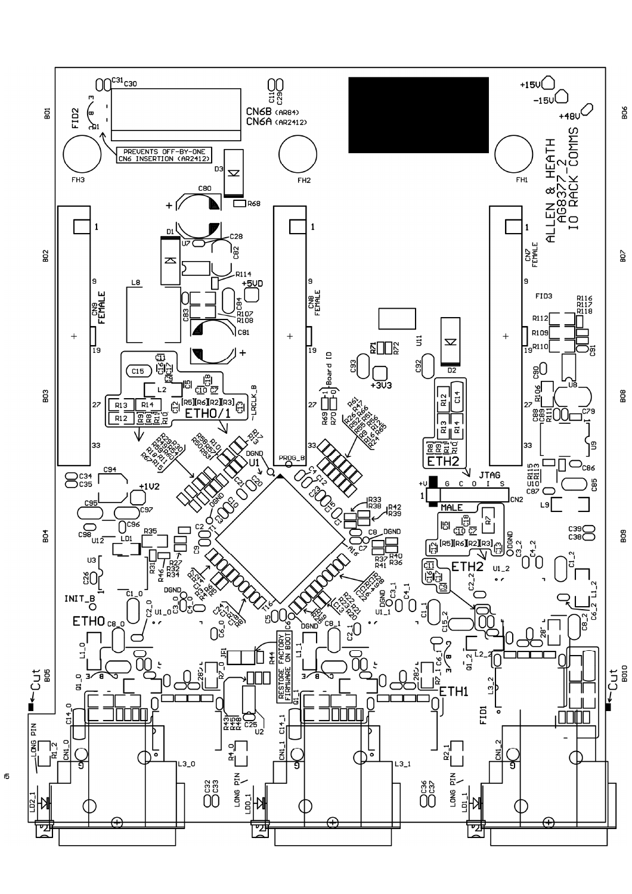ALLEN & HEATH
AG8377_2
IO RACK COMMS

CN6B (AR84)
CN6A (AR2412)

PREVENTS OFF-BY-ONE
CN6 INSERTION (AR2412)

+15V
-15V
+48V

CN9 FEMALE
CN8 FEMALE
CN7 FEMALE

+5VD
+3V3
+1V2

Board ID

ETH0/1
ETH2
ETH0
ETH1

JTAG
+V G C O I S
CN2
MALE

PROG_B
INIT_B
DGND
~LRCLK_B

RESTORE FACTORY
FIRMWARE ON BOOT

JP1

LONG PIN

Cut

FH1
FH2
FH3
FID1
FID2
FID3

BO1
BO2
BO3
BO4
BO5
BO6
BO7
BO8
BO9
BO10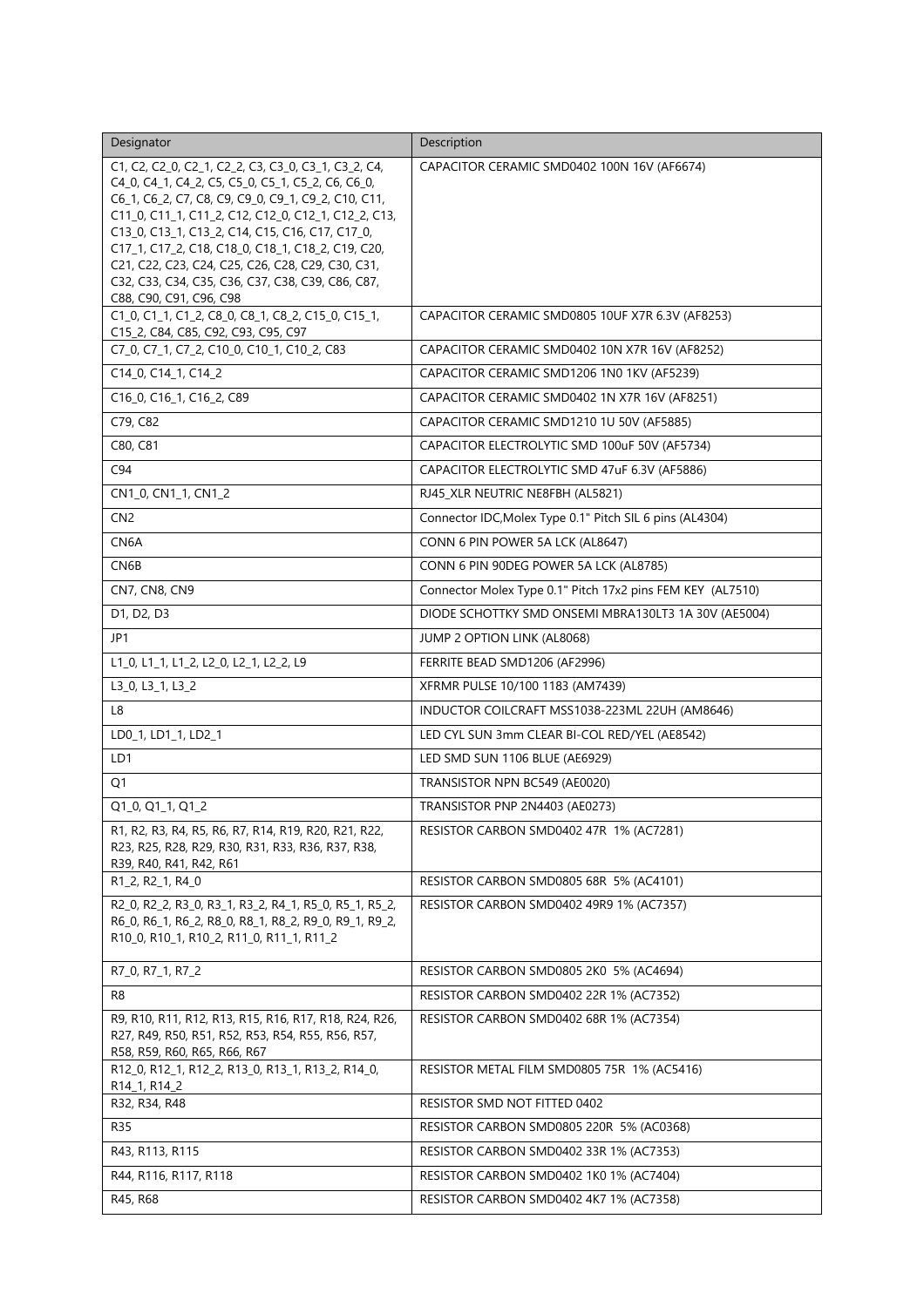| Designator | Description |
| --- | --- |
| C1, C2, C2_0, C2_1, C2_2, C3, C3_0, C3_1, C3_2, C4, C4_0, C4_1, C4_2, C5, C5_0, C5_1, C5_2, C6, C6_0, C6_1, C6_2, C7, C8, C9, C9_0, C9_1, C9_2, C10, C11, C11_0, C11_1, C11_2, C12, C12_0, C12_1, C12_2, C13, C13_0, C13_1, C13_2, C14, C15, C16, C17, C17_0, C17_1, C17_2, C18, C18_0, C18_1, C18_2, C19, C20, C21, C22, C23, C24, C25, C26, C28, C29, C30, C31, C32, C33, C34, C35, C36, C37, C38, C39, C86, C87, C88, C90, C91, C96, C98 | CAPACITOR CERAMIC SMD0402 100N 16V (AF6674) |
| C1_0, C1_1, C1_2, C8_0, C8_1, C8_2, C15_0, C15_1, C15_2, C84, C85, C92, C93, C95, C97 | CAPACITOR CERAMIC SMD0805 10UF X7R 6.3V (AF8253) |
| C7_0, C7_1, C7_2, C10_0, C10_1, C10_2, C83 | CAPACITOR CERAMIC SMD0402 10N X7R 16V (AF8252) |
| C14_0, C14_1, C14_2 | CAPACITOR CERAMIC SMD1206 1N0 1KV (AF5239) |
| C16_0, C16_1, C16_2, C89 | CAPACITOR CERAMIC SMD0402 1N X7R 16V (AF8251) |
| C79, C82 | CAPACITOR CERAMIC SMD1210 1U 50V (AF5885) |
| C80, C81 | CAPACITOR ELECTROLYTIC SMD 100uF 50V (AF5734) |
| C94 | CAPACITOR ELECTROLYTIC SMD 47uF 6.3V (AF5886) |
| CN1_0, CN1_1, CN1_2 | RJ45_XLR NEUTRIC NE8FBH (AL5821) |
| CN2 | Connector IDC,Molex Type 0.1" Pitch SIL 6 pins (AL4304) |
| CN6A | CONN 6 PIN POWER 5A LCK (AL8647) |
| CN6B | CONN 6 PIN 90DEG POWER 5A LCK (AL8785) |
| CN7, CN8, CN9 | Connector Molex Type 0.1" Pitch 17x2 pins FEM KEY (AL7510) |
| D1, D2, D3 | DIODE SCHOTTKY SMD ONSEMI MBRA130LT3 1A 30V (AE5004) |
| JP1 | JUMP 2 OPTION LINK (AL8068) |
| L1_0, L1_1, L1_2, L2_0, L2_1, L2_2, L9 | FERRITE BEAD SMD1206 (AF2996) |
| L3_0, L3_1, L3_2 | XFRMR PULSE 10/100 1183 (AM7439) |
| L8 | INDUCTOR COILCRAFT MSS1038-223ML 22UH (AM8646) |
| LD0_1, LD1_1, LD2_1 | LED CYL SUN 3mm CLEAR BI-COL RED/YEL (AE8542) |
| LD1 | LED SMD SUN 1106 BLUE (AE6929) |
| Q1 | TRANSISTOR NPN BC549 (AE0020) |
| Q1_0, Q1_1, Q1_2 | TRANSISTOR PNP 2N4403 (AE0273) |
| R1, R2, R3, R4, R5, R6, R7, R14, R19, R20, R21, R22, R23, R25, R28, R29, R30, R31, R33, R36, R37, R38, R39, R40, R41, R42, R61 | RESISTOR CARBON SMD0402 47R 1% (AC7281) |
| R1_2, R2_1, R4_0 | RESISTOR CARBON SMD0805 68R 5% (AC4101) |
| R2_0, R2_2, R3_0, R3_1, R3_2, R4_1, R5_0, R5_1, R5_2, R6_0, R6_1, R6_2, R8_0, R8_1, R8_2, R9_0, R9_1, R9_2, R10_0, R10_1, R10_2, R11_0, R11_1, R11_2 | RESISTOR CARBON SMD0402 49R9 1% (AC7357) |
| R7_0, R7_1, R7_2 | RESISTOR CARBON SMD0805 2K0 5% (AC4694) |
| R8 | RESISTOR CARBON SMD0402 22R 1% (AC7352) |
| R9, R10, R11, R12, R13, R15, R16, R17, R18, R24, R26, R27, R49, R50, R51, R52, R53, R54, R55, R56, R57, R58, R59, R60, R65, R66, R67 | RESISTOR CARBON SMD0402 68R 1% (AC7354) |
| R12_0, R12_1, R12_2, R13_0, R13_1, R13_2, R14_0, R14_1, R14_2 | RESISTOR METAL FILM SMD0805 75R 1% (AC5416) |
| R32, R34, R48 | RESISTOR SMD NOT FITTED 0402 |
| R35 | RESISTOR CARBON SMD0805 220R 5% (AC0368) |
| R43, R113, R115 | RESISTOR CARBON SMD0402 33R 1% (AC7353) |
| R44, R116, R117, R118 | RESISTOR CARBON SMD0402 1K0 1% (AC7404) |
| R45, R68 | RESISTOR CARBON SMD0402 4K7 1% (AC7358) |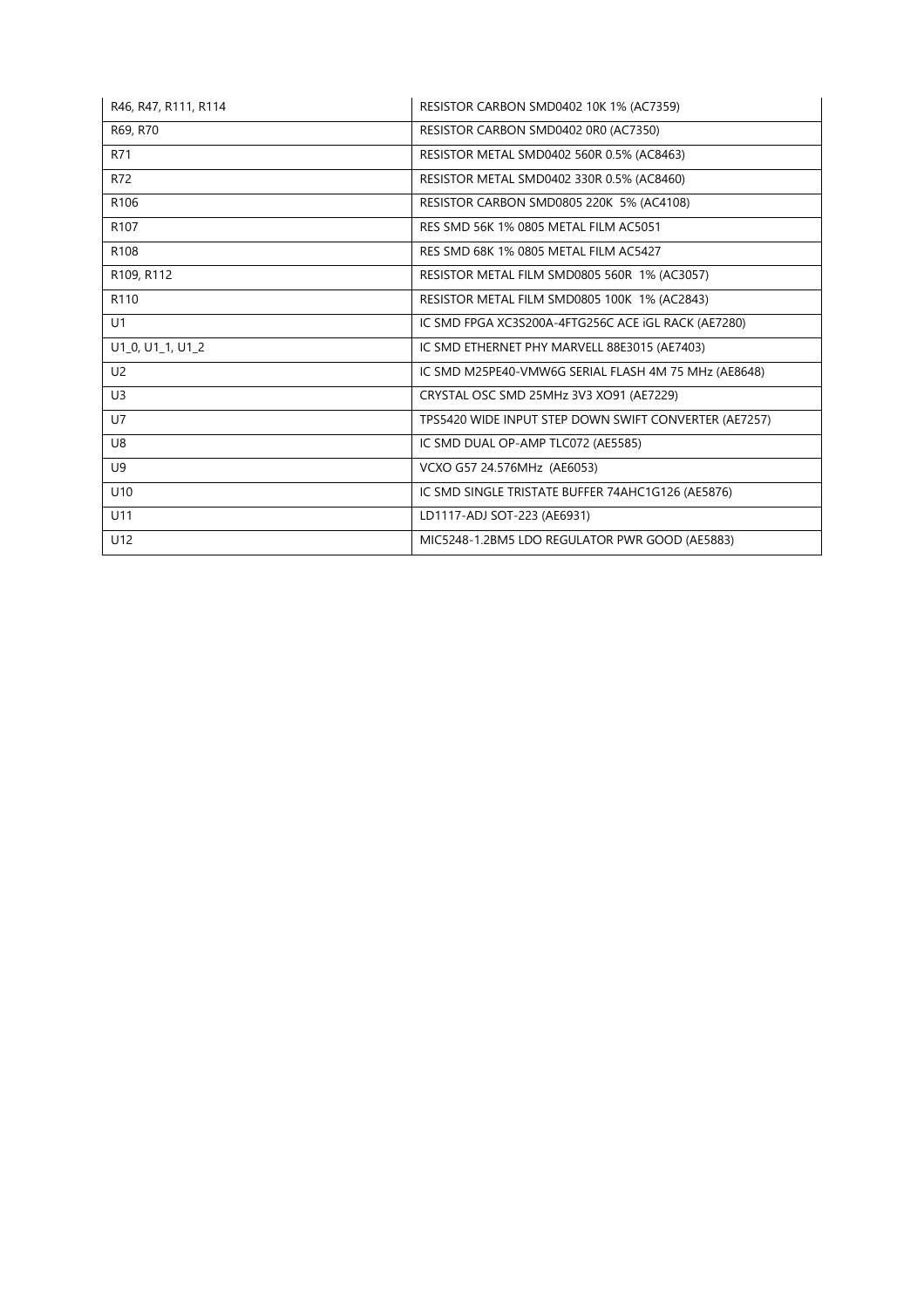| | |
|---|---|
| R46, R47, R111, R114 | RESISTOR CARBON SMD0402 10K 1% (AC7359) |
| R69, R70 | RESISTOR CARBON SMD0402 0R0 (AC7350) |
| R71 | RESISTOR METAL SMD0402 560R 0.5% (AC8463) |
| R72 | RESISTOR METAL SMD0402 330R 0.5% (AC8460) |
| R106 | RESISTOR CARBON SMD0805 220K 5% (AC4108) |
| R107 | RES SMD 56K 1% 0805 METAL FILM AC5051 |
| R108 | RES SMD 68K 1% 0805 METAL FILM AC5427 |
| R109, R112 | RESISTOR METAL FILM SMD0805 560R 1% (AC3057) |
| R110 | RESISTOR METAL FILM SMD0805 100K 1% (AC2843) |
| U1 | IC SMD FPGA XC3S200A-4FTG256C ACE iGL RACK (AE7280) |
| U1_0, U1_1, U1_2 | IC SMD ETHERNET PHY MARVELL 88E3015 (AE7403) |
| U2 | IC SMD M25PE40-VMW6G SERIAL FLASH 4M 75 MHz (AE8648) |
| U3 | CRYSTAL OSC SMD 25MHz 3V3 XO91 (AE7229) |
| U7 | TPS5420 WIDE INPUT STEP DOWN SWIFT CONVERTER (AE7257) |
| U8 | IC SMD DUAL OP-AMP TLC072 (AE5585) |
| U9 | VCXO G57 24.576MHz (AE6053) |
| U10 | IC SMD SINGLE TRISTATE BUFFER 74AHC1G126 (AE5876) |
| U11 | LD1117-ADJ SOT-223 (AE6931) |
| U12 | MIC5248-1.2BM5 LDO REGULATOR PWR GOOD (AE5883) |